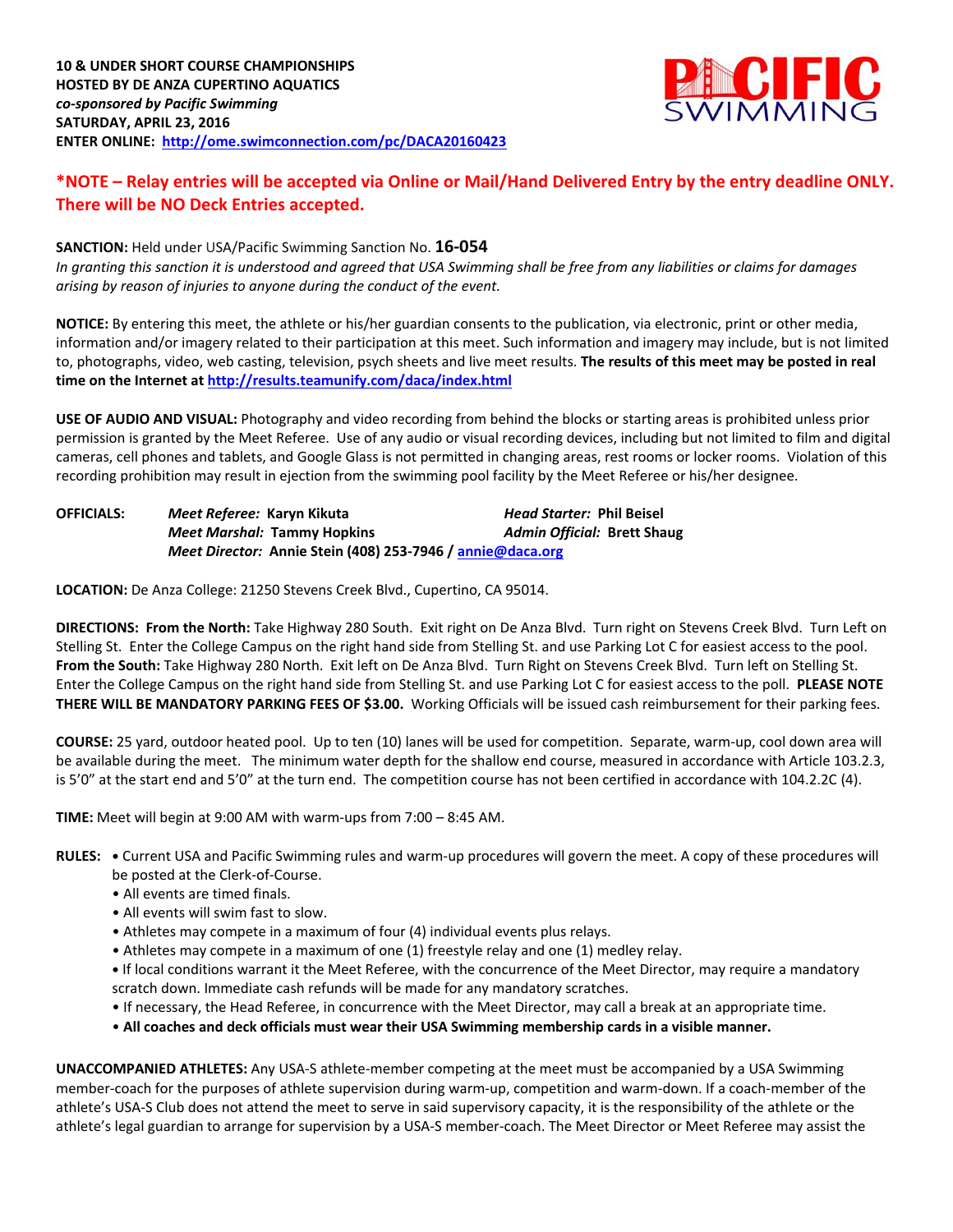**10 & UNDER SHORT COURSE CHAMPIONSHIPS**
**HOSTED BY DE ANZA CUPERTINO AQUATICS**
***co-sponsored by Pacific Swimming***
**SATURDAY, APRIL 23, 2016**
**ENTER ONLINE: http://ome.swimconnection.com/pc/DACA20160423**

**\*NOTE – Relay entries will be accepted via Online or Mail/Hand Delivered Entry by the entry deadline ONLY. There will be NO Deck Entries accepted.**

**SANCTION:** Held under USA/Pacific Swimming Sanction No. **16-054**
*In granting this sanction it is understood and agreed that USA Swimming shall be free from any liabilities or claims for damages arising by reason of injuries to anyone during the conduct of the event.*

**NOTICE:** By entering this meet, the athlete or his/her guardian consents to the publication, via electronic, print or other media, information and/or imagery related to their participation at this meet. Such information and imagery may include, but is not limited to, photographs, video, web casting, television, psych sheets and live meet results. **The results of this meet may be posted in real time on the Internet at http://results.teamunify.com/daca/index.html**

**USE OF AUDIO AND VISUAL:** Photography and video recording from behind the blocks or starting areas is prohibited unless prior permission is granted by the Meet Referee. Use of any audio or visual recording devices, including but not limited to film and digital cameras, cell phones and tablets, and Google Glass is not permitted in changing areas, rest rooms or locker rooms. Violation of this recording prohibition may result in ejection from the swimming pool facility by the Meet Referee or his/her designee.

**OFFICIALS:**
***Meet Referee:*** **Karyn Kikuta** — ***Head Starter:*** **Phil Beisel**
***Meet Marshal:*** **Tammy Hopkins** — ***Admin Official:*** **Brett Shaug**
***Meet Director:*** **Annie Stein (408) 253-7946 / annie@daca.org**

**LOCATION:** De Anza College: 21250 Stevens Creek Blvd., Cupertino, CA 95014.

**DIRECTIONS: From the North:** Take Highway 280 South. Exit right on De Anza Blvd. Turn right on Stevens Creek Blvd. Turn Left on Stelling St. Enter the College Campus on the right hand side from Stelling St. and use Parking Lot C for easiest access to the pool. **From the South:** Take Highway 280 North. Exit left on De Anza Blvd. Turn Right on Stevens Creek Blvd. Turn left on Stelling St. Enter the College Campus on the right hand side from Stelling St. and use Parking Lot C for easiest access to the poll. **PLEASE NOTE THERE WILL BE MANDATORY PARKING FEES OF $3.00.** Working Officials will be issued cash reimbursement for their parking fees.

**COURSE:** 25 yard, outdoor heated pool. Up to ten (10) lanes will be used for competition. Separate, warm-up, cool down area will be available during the meet. The minimum water depth for the shallow end course, measured in accordance with Article 103.2.3, is 5'0" at the start end and 5'0" at the turn end. The competition course has not been certified in accordance with 104.2.2C (4).

**TIME:** Meet will begin at 9:00 AM with warm-ups from 7:00 – 8:45 AM.

**RULES:**
- Current USA and Pacific Swimming rules and warm-up procedures will govern the meet. A copy of these procedures will be posted at the Clerk-of-Course.
- All events are timed finals.
- All events will swim fast to slow.
- Athletes may compete in a maximum of four (4) individual events plus relays.
- Athletes may compete in a maximum of one (1) freestyle relay and one (1) medley relay.
- If local conditions warrant it the Meet Referee, with the concurrence of the Meet Director, may require a mandatory scratch down. Immediate cash refunds will be made for any mandatory scratches.
- If necessary, the Head Referee, in concurrence with the Meet Director, may call a break at an appropriate time.
- **All coaches and deck officials must wear their USA Swimming membership cards in a visible manner.**

**UNACCOMPANIED ATHLETES:** Any USA-S athlete-member competing at the meet must be accompanied by a USA Swimming member-coach for the purposes of athlete supervision during warm-up, competition and warm-down. If a coach-member of the athlete's USA-S Club does not attend the meet to serve in said supervisory capacity, it is the responsibility of the athlete or the athlete's legal guardian to arrange for supervision by a USA-S member-coach. The Meet Director or Meet Referee may assist the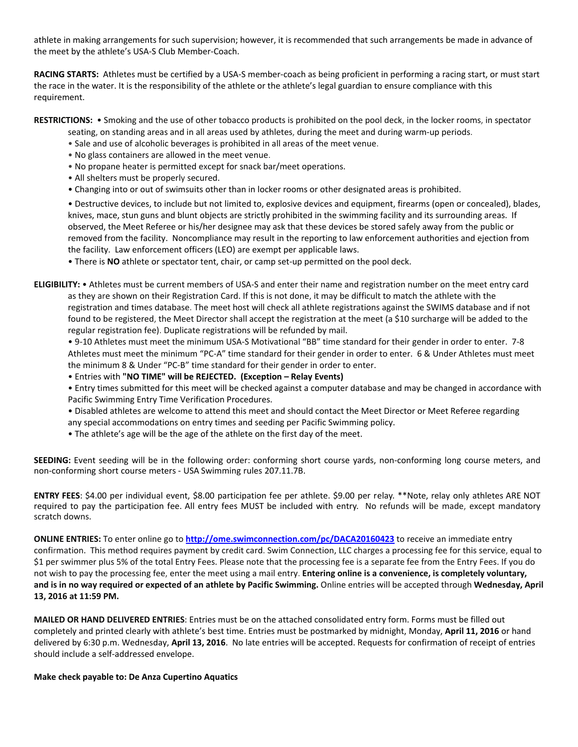athlete in making arrangements for such supervision; however, it is recommended that such arrangements be made in advance of the meet by the athlete's USA-S Club Member-Coach.

**RACING STARTS:** Athletes must be certified by a USA-S member-coach as being proficient in performing a racing start, or must start the race in the water. It is the responsibility of the athlete or the athlete's legal guardian to ensure compliance with this requirement.

**RESTRICTIONS:**
- Smoking and the use of other tobacco products is prohibited on the pool deck, in the locker rooms, in spectator seating, on standing areas and in all areas used by athletes, during the meet and during warm-up periods.
- Sale and use of alcoholic beverages is prohibited in all areas of the meet venue.
- No glass containers are allowed in the meet venue.
- No propane heater is permitted except for snack bar/meet operations.
- All shelters must be properly secured.
- Changing into or out of swimsuits other than in locker rooms or other designated areas is prohibited.
- Destructive devices, to include but not limited to, explosive devices and equipment, firearms (open or concealed), blades, knives, mace, stun guns and blunt objects are strictly prohibited in the swimming facility and its surrounding areas. If observed, the Meet Referee or his/her designee may ask that these devices be stored safely away from the public or removed from the facility. Noncompliance may result in the reporting to law enforcement authorities and ejection from the facility. Law enforcement officers (LEO) are exempt per applicable laws.
- There is **NO** athlete or spectator tent, chair, or camp set-up permitted on the pool deck.

**ELIGIBILITY:**
- Athletes must be current members of USA-S and enter their name and registration number on the meet entry card as they are shown on their Registration Card. If this is not done, it may be difficult to match the athlete with the registration and times database. The meet host will check all athlete registrations against the SWIMS database and if not found to be registered, the Meet Director shall accept the registration at the meet (a $10 surcharge will be added to the regular registration fee). Duplicate registrations will be refunded by mail.
- 9-10 Athletes must meet the minimum USA-S Motivational "BB" time standard for their gender in order to enter. 7-8 Athletes must meet the minimum "PC-A" time standard for their gender in order to enter. 6 & Under Athletes must meet the minimum 8 & Under "PC-B" time standard for their gender in order to enter.
- Entries with **"NO TIME" will be REJECTED. (Exception – Relay Events)**
- Entry times submitted for this meet will be checked against a computer database and may be changed in accordance with Pacific Swimming Entry Time Verification Procedures.
- Disabled athletes are welcome to attend this meet and should contact the Meet Director or Meet Referee regarding any special accommodations on entry times and seeding per Pacific Swimming policy.
- The athlete's age will be the age of the athlete on the first day of the meet.

**SEEDING:** Event seeding will be in the following order: conforming short course yards, non-conforming long course meters, and non-conforming short course meters - USA Swimming rules 207.11.7B.

**ENTRY FEES**: $4.00 per individual event, $8.00 participation fee per athlete. $9.00 per relay. **Note, relay only athletes ARE NOT required to pay the participation fee. All entry fees MUST be included with entry. No refunds will be made, except mandatory scratch downs.

**ONLINE ENTRIES:** To enter online go to **http://ome.swimconnection.com/pc/DACA20160423** to receive an immediate entry confirmation. This method requires payment by credit card. Swim Connection, LLC charges a processing fee for this service, equal to $1 per swimmer plus 5% of the total Entry Fees. Please note that the processing fee is a separate fee from the Entry Fees. If you do not wish to pay the processing fee, enter the meet using a mail entry. **Entering online is a convenience, is completely voluntary, and is in no way required or expected of an athlete by Pacific Swimming.** Online entries will be accepted through **Wednesday, April 13, 2016 at 11:59 PM.**

**MAILED OR HAND DELIVERED ENTRIES**: Entries must be on the attached consolidated entry form. Forms must be filled out completely and printed clearly with athlete's best time. Entries must be postmarked by midnight, Monday, **April 11, 2016** or hand delivered by 6:30 p.m. Wednesday, **April 13, 2016**. No late entries will be accepted. Requests for confirmation of receipt of entries should include a self-addressed envelope.

**Make check payable to: De Anza Cupertino Aquatics**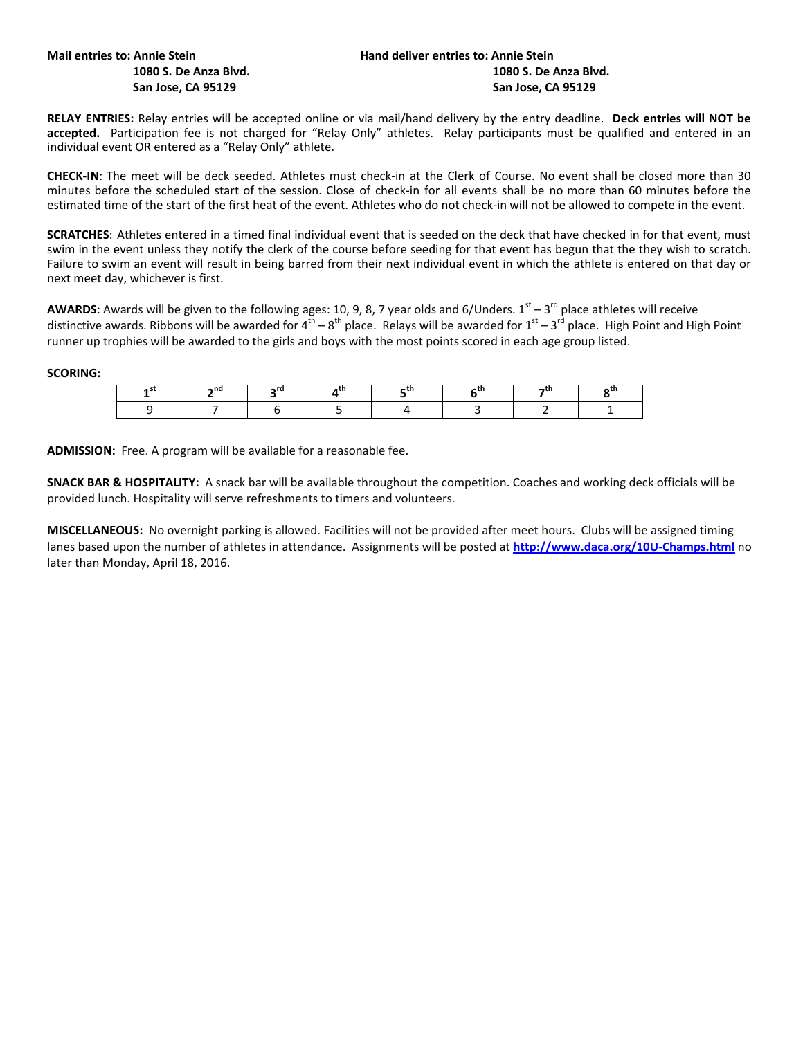**Mail entries to: Annie Stein**
**1080 S. De Anza Blvd.**
**San Jose, CA 95129**

**Hand deliver entries to: Annie Stein**
**1080 S. De Anza Blvd.**
**San Jose, CA 95129**

**RELAY ENTRIES:** Relay entries will be accepted online or via mail/hand delivery by the entry deadline. **Deck entries will NOT be accepted.** Participation fee is not charged for "Relay Only" athletes. Relay participants must be qualified and entered in an individual event OR entered as a "Relay Only" athlete.

**CHECK-IN**: The meet will be deck seeded. Athletes must check-in at the Clerk of Course. No event shall be closed more than 30 minutes before the scheduled start of the session. Close of check-in for all events shall be no more than 60 minutes before the estimated time of the start of the first heat of the event. Athletes who do not check-in will not be allowed to compete in the event.

**SCRATCHES**: Athletes entered in a timed final individual event that is seeded on the deck that have checked in for that event, must swim in the event unless they notify the clerk of the course before seeding for that event has begun that the they wish to scratch. Failure to swim an event will result in being barred from their next individual event in which the athlete is entered on that day or next meet day, whichever is first.

**AWARDS**: Awards will be given to the following ages: 10, 9, 8, 7 year olds and 6/Unders. 1st – 3rd place athletes will receive distinctive awards. Ribbons will be awarded for 4th – 8th place. Relays will be awarded for 1st – 3rd place. High Point and High Point runner up trophies will be awarded to the girls and boys with the most points scored in each age group listed.

**SCORING:**

| 1st | 2nd | 3rd | 4th | 5th | 6th | 7th | 8th |
|---|---|---|---|---|---|---|---|
| 9 | 7 | 6 | 5 | 4 | 3 | 2 | 1 |

**ADMISSION:** Free. A program will be available for a reasonable fee.

**SNACK BAR & HOSPITALITY:** A snack bar will be available throughout the competition. Coaches and working deck officials will be provided lunch. Hospitality will serve refreshments to timers and volunteers.

**MISCELLANEOUS:** No overnight parking is allowed. Facilities will not be provided after meet hours. Clubs will be assigned timing lanes based upon the number of athletes in attendance. Assignments will be posted at **http://www.daca.org/10U-Champs.html** no later than Monday, April 18, 2016.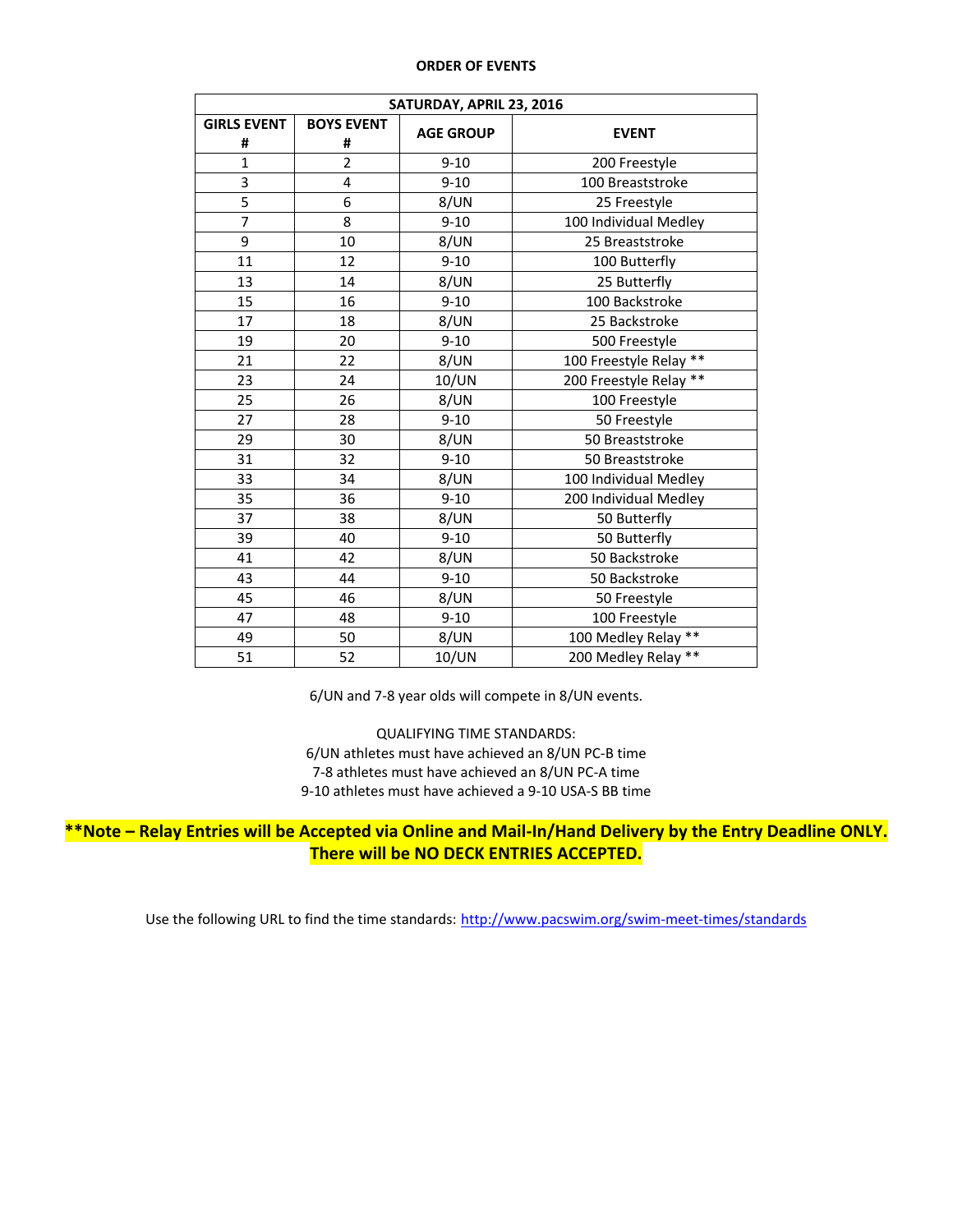**ORDER OF EVENTS**

| SATURDAY, APRIL 23, 2016 | | | |
|---|---|---|---|
| **GIRLS EVENT #** | **BOYS EVENT #** | **AGE GROUP** | **EVENT** |
| 1 | 2 | 9-10 | 200 Freestyle |
| 3 | 4 | 9-10 | 100 Breaststroke |
| 5 | 6 | 8/UN | 25 Freestyle |
| 7 | 8 | 9-10 | 100 Individual Medley |
| 9 | 10 | 8/UN | 25 Breaststroke |
| 11 | 12 | 9-10 | 100 Butterfly |
| 13 | 14 | 8/UN | 25 Butterfly |
| 15 | 16 | 9-10 | 100 Backstroke |
| 17 | 18 | 8/UN | 25 Backstroke |
| 19 | 20 | 9-10 | 500 Freestyle |
| 21 | 22 | 8/UN | 100 Freestyle Relay ** |
| 23 | 24 | 10/UN | 200 Freestyle Relay ** |
| 25 | 26 | 8/UN | 100 Freestyle |
| 27 | 28 | 9-10 | 50 Freestyle |
| 29 | 30 | 8/UN | 50 Breaststroke |
| 31 | 32 | 9-10 | 50 Breaststroke |
| 33 | 34 | 8/UN | 100 Individual Medley |
| 35 | 36 | 9-10 | 200 Individual Medley |
| 37 | 38 | 8/UN | 50 Butterfly |
| 39 | 40 | 9-10 | 50 Butterfly |
| 41 | 42 | 8/UN | 50 Backstroke |
| 43 | 44 | 9-10 | 50 Backstroke |
| 45 | 46 | 8/UN | 50 Freestyle |
| 47 | 48 | 9-10 | 100 Freestyle |
| 49 | 50 | 8/UN | 100 Medley Relay ** |
| 51 | 52 | 10/UN | 200 Medley Relay ** |

6/UN and 7-8 year olds will compete in 8/UN events.

QUALIFYING TIME STANDARDS:
6/UN athletes must have achieved an 8/UN PC-B time
7-8 athletes must have achieved an 8/UN PC-A time
9-10 athletes must have achieved a 9-10 USA-S BB time

**\*\*Note – Relay Entries will be Accepted via Online and Mail-In/Hand Delivery by the Entry Deadline ONLY. There will be NO DECK ENTRIES ACCEPTED.**

Use the following URL to find the time standards: http://www.pacswim.org/swim-meet-times/standards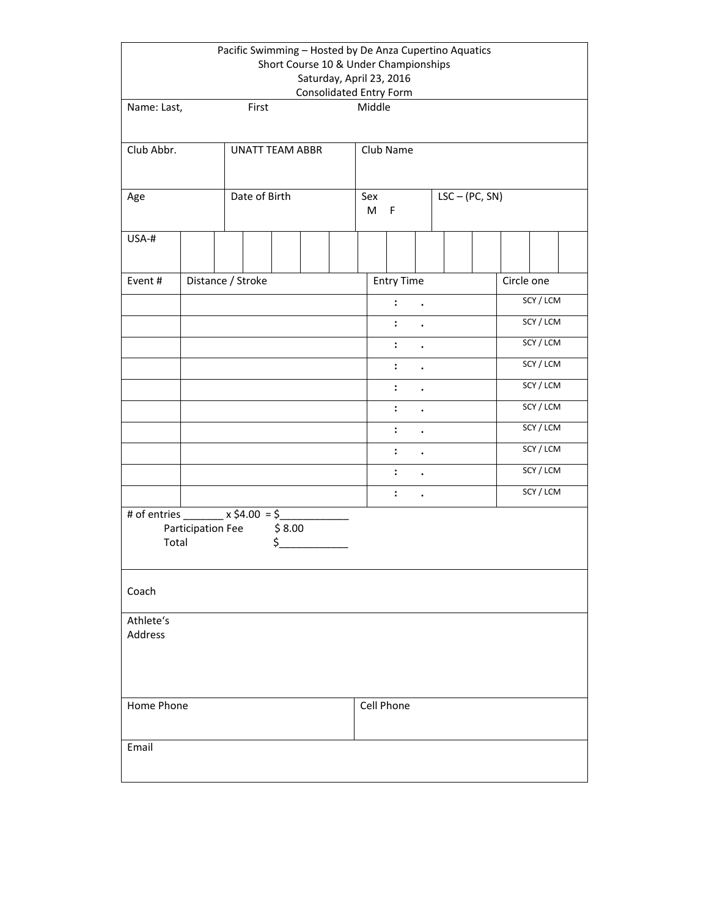Pacific Swimming – Hosted by De Anza Cupertino Aquatics
Short Course 10 & Under Championships
Saturday, April 23, 2016
Consolidated Entry Form

| Name: Last, | First | Middle |
|---|---|---|
| | | |

| Club Abbr. | UNATT TEAM ABBR | Club Name |
|---|---|---|
| | | |

| Age | Date of Birth | Sex M F | LSC – (PC, SN) |
|---|---|---|---|
| | | | |

| USA-# | | | | | | | | | | | | | | |
|---|---|---|---|---|---|---|---|---|---|---|---|---|---|---|
| | | | | | | | | | | | | | | |

| Event # | Distance / Stroke | Entry Time | Circle one |
|---|---|---|---|
| | | : . | SCY / LCM |
| | | : . | SCY / LCM |
| | | : . | SCY / LCM |
| | | : . | SCY / LCM |
| | | : . | SCY / LCM |
| | | : . | SCY / LCM |
| | | : . | SCY / LCM |
| | | : . | SCY / LCM |
| | | : . | SCY / LCM |
| | | : . | SCY / LCM |

# of entries _______ x $4.00 = $____________
Participation Fee $ 8.00
Total $____________

Coach

Athlete's Address

| Home Phone | Cell Phone |
|---|---|
| | |

Email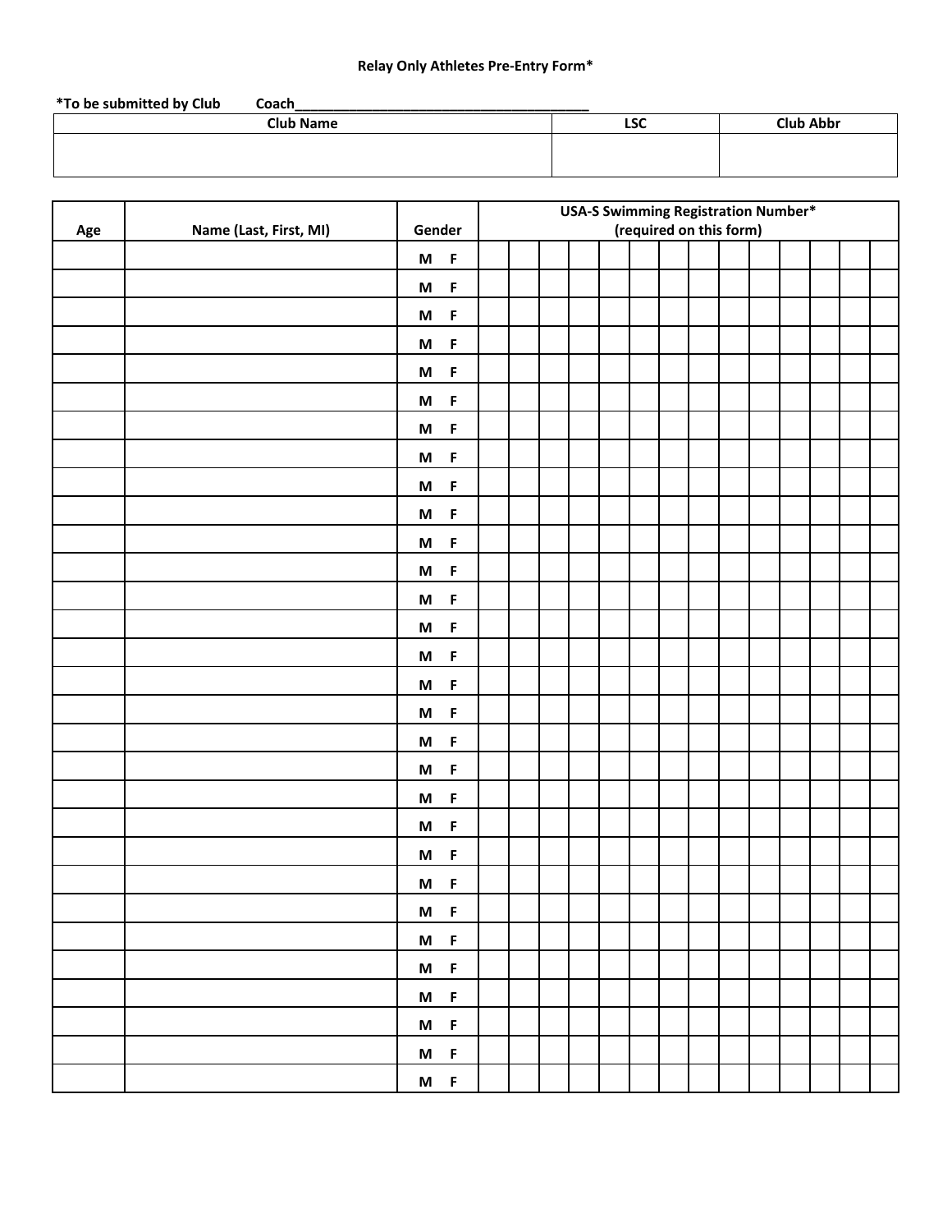**Relay Only Athletes Pre-Entry Form***

*To be submitted by Club        Coach_______________________________________

| Club Name | LSC | Club Abbr |
|---|---|---|
| | | |

| Age | Name (Last, First, MI) | Gender | USA-S Swimming Registration Number* (required on this form) | | | | | | | | | | | | | |
|---|---|---|---|---|---|---|---|---|---|---|---|---|---|---|
| | | M F | | | | | | | | | | | | | | |
| | | M F | | | | | | | | | | | | | | |
| | | M F | | | | | | | | | | | | | | |
| | | M F | | | | | | | | | | | | | | |
| | | M F | | | | | | | | | | | | | | |
| | | M F | | | | | | | | | | | | | | |
| | | M F | | | | | | | | | | | | | | |
| | | M F | | | | | | | | | | | | | | |
| | | M F | | | | | | | | | | | | | | |
| | | M F | | | | | | | | | | | | | | |
| | | M F | | | | | | | | | | | | | | |
| | | M F | | | | | | | | | | | | | | |
| | | M F | | | | | | | | | | | | | | |
| | | M F | | | | | | | | | | | | | | |
| | | M F | | | | | | | | | | | | | | |
| | | M F | | | | | | | | | | | | | | |
| | | M F | | | | | | | | | | | | | | |
| | | M F | | | | | | | | | | | | | | |
| | | M F | | | | | | | | | | | | | | |
| | | M F | | | | | | | | | | | | | | |
| | | M F | | | | | | | | | | | | | | |
| | | M F | | | | | | | | | | | | | | |
| | | M F | | | | | | | | | | | | | | |
| | | M F | | | | | | | | | | | | | | |
| | | M F | | | | | | | | | | | | | | |
| | | M F | | | | | | | | | | | | | | |
| | | M F | | | | | | | | | | | | | | |
| | | M F | | | | | | | | | | | | | | |
| | | M F | | | | | | | | | | | | | | |
| | | M F | | | | | | | | | | | | | | |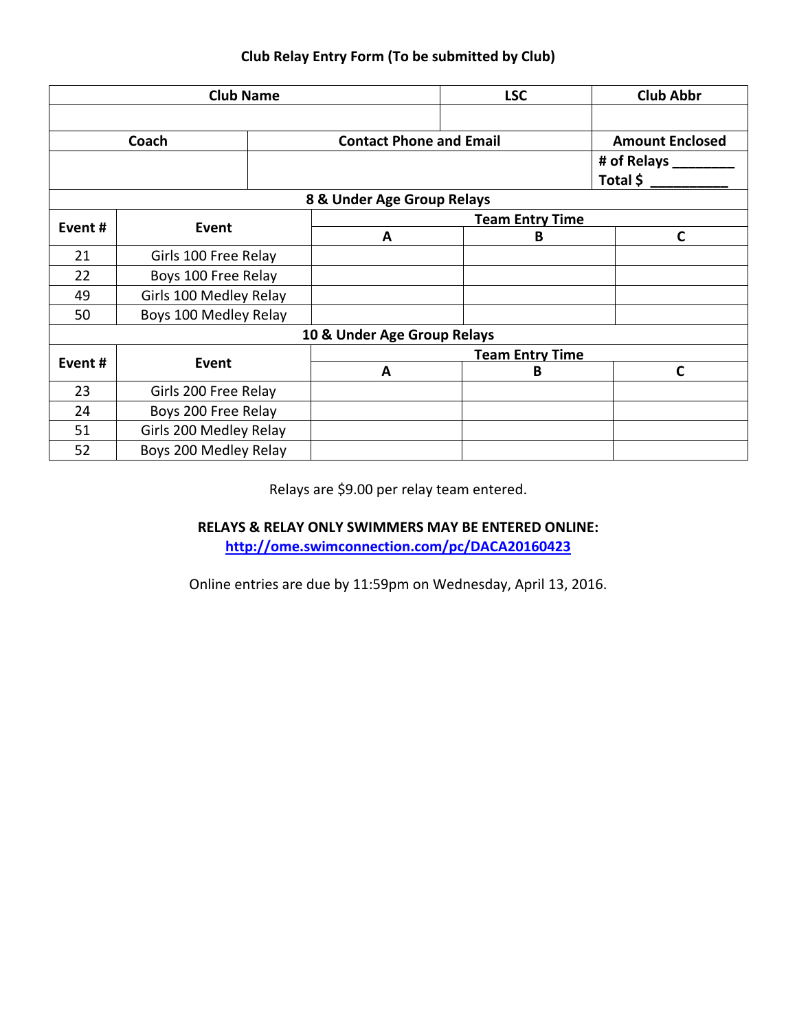# Club Relay Entry Form (To be submitted by Club)

| Club Name | | LSC | Club Abbr |
|---|---|---|---|
| | | | |
| **Coach** | **Contact Phone and Email** | | **Amount Enclosed** |
| | | | # of Relays ________<br>Total $ __________ |

**8 & Under Age Group Relays**

| Event # | Event | Team Entry Time A | Team Entry Time B | Team Entry Time C |
|---|---|---|---|---|
| 21 | Girls 100 Free Relay | | | |
| 22 | Boys 100 Free Relay | | | |
| 49 | Girls 100 Medley Relay | | | |
| 50 | Boys 100 Medley Relay | | | |

**10 & Under Age Group Relays**

| Event # | Event | Team Entry Time A | Team Entry Time B | Team Entry Time C |
|---|---|---|---|---|
| 23 | Girls 200 Free Relay | | | |
| 24 | Boys 200 Free Relay | | | |
| 51 | Girls 200 Medley Relay | | | |
| 52 | Boys 200 Medley Relay | | | |

Relays are $9.00 per relay team entered.

**RELAYS & RELAY ONLY SWIMMERS MAY BE ENTERED ONLINE:**
**http://ome.swimconnection.com/pc/DACA20160423**

Online entries are due by 11:59pm on Wednesday, April 13, 2016.